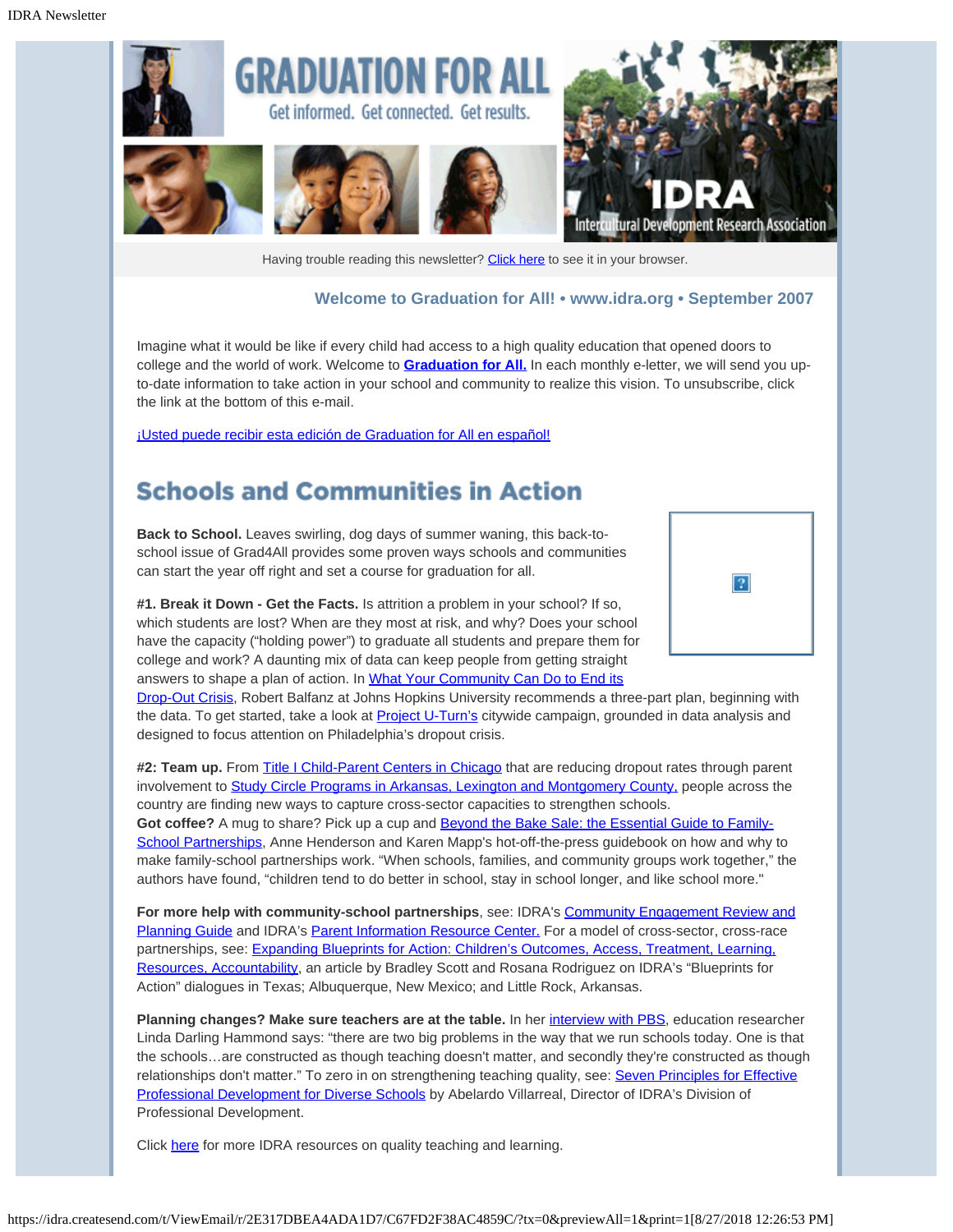# GRADUATION FOR ALL

Get informed. Get connected. Get results.

IDRA Intercultural Development Research Association

Having trouble reading this newsletter? Click here to see it in your browser.

### Welcome to Graduation for All! • www.idra.org • September 2007

Imagine what it would be like if every child had access to a high quality education that opened doors to college and the world of work. Welcome to **Graduation for All.** In each monthly e-letter, we will send you up-to-date information to take action in your school and community to realize this vision. To unsubscribe, click the link at the bottom of this e-mail.

¡Usted puede recibir esta edición de Graduation for All en español!

## Schools and Communities in Action

**Back to School.** Leaves swirling, dog days of summer waning, this back-to-school issue of Grad4All provides some proven ways schools and communities can start the year off right and set a course for graduation for all.

**#1. Break it Down - Get the Facts.** Is attrition a problem in your school? If so, which students are lost? When are they most at risk, and why? Does your school have the capacity ("holding power") to graduate all students and prepare them for college and work? A daunting mix of data can keep people from getting straight answers to shape a plan of action. In What Your Community Can Do to End its Drop-Out Crisis, Robert Balfanz at Johns Hopkins University recommends a three-part plan, beginning with the data. To get started, take a look at Project U-Turn's citywide campaign, grounded in data analysis and designed to focus attention on Philadelphia's dropout crisis.

**#2: Team up.** From Title I Child-Parent Centers in Chicago that are reducing dropout rates through parent involvement to Study Circle Programs in Arkansas, Lexington and Montgomery County, people across the country are finding new ways to capture cross-sector capacities to strengthen schools.
**Got coffee?** A mug to share? Pick up a cup and Beyond the Bake Sale: the Essential Guide to Family-School Partnerships, Anne Henderson and Karen Mapp's hot-off-the-press guidebook on how and why to make family-school partnerships work. "When schools, families, and community groups work together," the authors have found, "children tend to do better in school, stay in school longer, and like school more."

**For more help with community-school partnerships**, see: IDRA's Community Engagement Review and Planning Guide and IDRA's Parent Information Resource Center. For a model of cross-sector, cross-race partnerships, see: Expanding Blueprints for Action: Children's Outcomes, Access, Treatment, Learning, Resources, Accountability, an article by Bradley Scott and Rosana Rodriguez on IDRA's "Blueprints for Action" dialogues in Texas; Albuquerque, New Mexico; and Little Rock, Arkansas.

**Planning changes? Make sure teachers are at the table.** In her interview with PBS, education researcher Linda Darling Hammond says: "there are two big problems in the way that we run schools today. One is that the schools…are constructed as though teaching doesn't matter, and secondly they're constructed as though relationships don't matter." To zero in on strengthening teaching quality, see: Seven Principles for Effective Professional Development for Diverse Schools by Abelardo Villarreal, Director of IDRA's Division of Professional Development.

Click here for more IDRA resources on quality teaching and learning.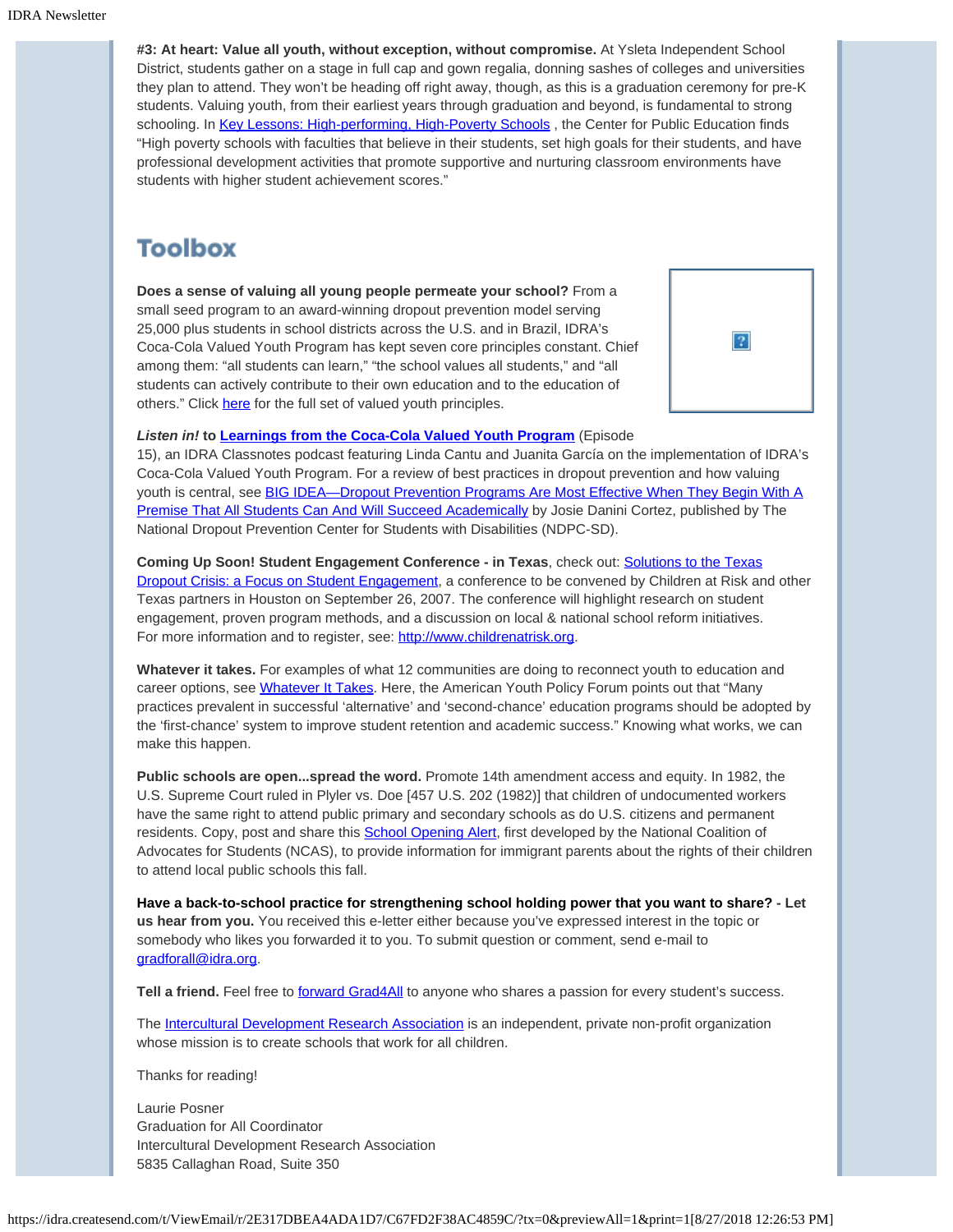**#3: At heart: Value all youth, without exception, without compromise.** At Ysleta Independent School District, students gather on a stage in full cap and gown regalia, donning sashes of colleges and universities they plan to attend. They won't be heading off right away, though, as this is a graduation ceremony for pre-K students. Valuing youth, from their earliest years through graduation and beyond, is fundamental to strong schooling. In Key Lessons: High-performing, High-Poverty Schools , the Center for Public Education finds "High poverty schools with faculties that believe in their students, set high goals for their students, and have professional development activities that promote supportive and nurturing classroom environments have students with higher student achievement scores."

## Toolbox

**Does a sense of valuing all young people permeate your school?** From a small seed program to an award-winning dropout prevention model serving 25,000 plus students in school districts across the U.S. and in Brazil, IDRA's Coca-Cola Valued Youth Program has kept seven core principles constant. Chief among them: "all students can learn," "the school values all students," and "all students can actively contribute to their own education and to the education of others." Click here for the full set of valued youth principles.

***Listen in!* to Learnings from the Coca-Cola Valued Youth Program** (Episode 15), an IDRA Classnotes podcast featuring Linda Cantu and Juanita García on the implementation of IDRA's Coca-Cola Valued Youth Program. For a review of best practices in dropout prevention and how valuing youth is central, see BIG IDEA—Dropout Prevention Programs Are Most Effective When They Begin With A Premise That All Students Can And Will Succeed Academically by Josie Danini Cortez, published by The National Dropout Prevention Center for Students with Disabilities (NDPC-SD).

**Coming Up Soon! Student Engagement Conference - in Texas**, check out: Solutions to the Texas Dropout Crisis: a Focus on Student Engagement, a conference to be convened by Children at Risk and other Texas partners in Houston on September 26, 2007. The conference will highlight research on student engagement, proven program methods, and a discussion on local & national school reform initiatives. For more information and to register, see: http://www.childrenatrisk.org.

**Whatever it takes.** For examples of what 12 communities are doing to reconnect youth to education and career options, see Whatever It Takes. Here, the American Youth Policy Forum points out that "Many practices prevalent in successful 'alternative' and 'second-chance' education programs should be adopted by the 'first-chance' system to improve student retention and academic success." Knowing what works, we can make this happen.

**Public schools are open...spread the word.** Promote 14th amendment access and equity. In 1982, the U.S. Supreme Court ruled in Plyler vs. Doe [457 U.S. 202 (1982)] that children of undocumented workers have the same right to attend public primary and secondary schools as do U.S. citizens and permanent residents. Copy, post and share this School Opening Alert, first developed by the National Coalition of Advocates for Students (NCAS), to provide information for immigrant parents about the rights of their children to attend local public schools this fall.

**Have a back-to-school practice for strengthening school holding power that you want to share? - Let us hear from you.** You received this e-letter either because you've expressed interest in the topic or somebody who likes you forwarded it to you. To submit question or comment, send e-mail to gradforall@idra.org.

**Tell a friend.** Feel free to forward Grad4All to anyone who shares a passion for every student's success.

The Intercultural Development Research Association is an independent, private non-profit organization whose mission is to create schools that work for all children.

Thanks for reading!

Laurie Posner
Graduation for All Coordinator
Intercultural Development Research Association
5835 Callaghan Road, Suite 350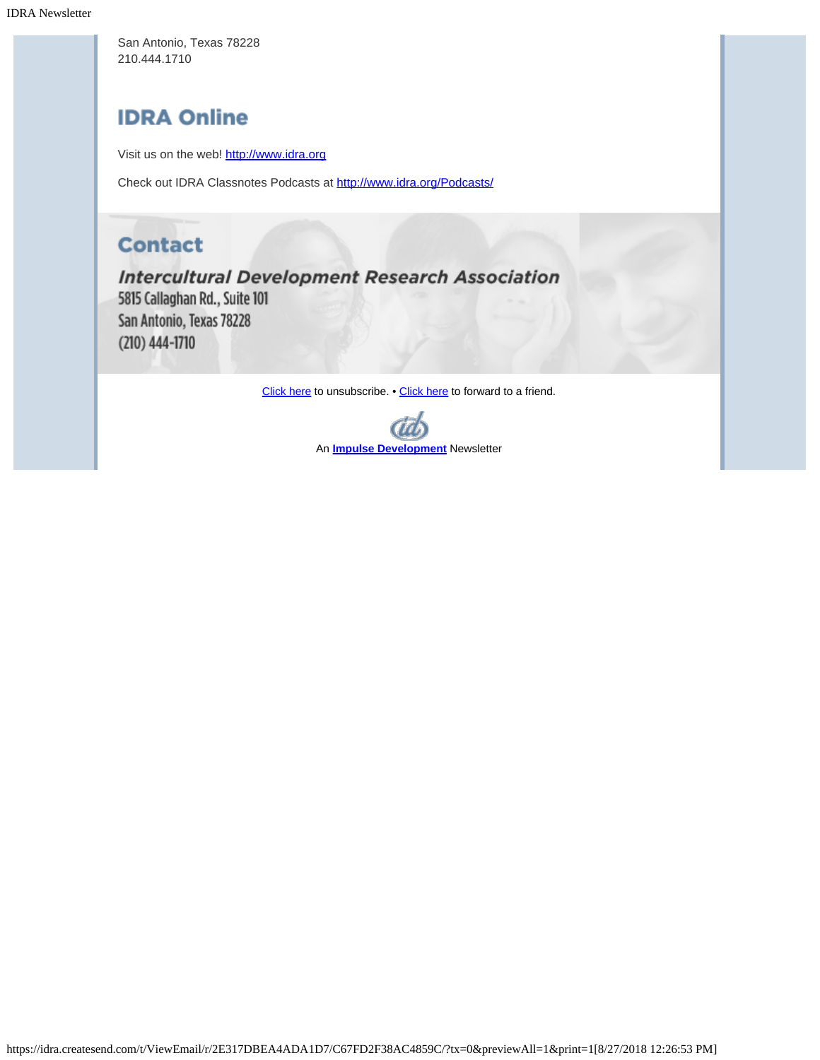San Antonio, Texas 78228
210.444.1710

## IDRA Online

Visit us on the web! http://www.idra.org

Check out IDRA Classnotes Podcasts at http://www.idra.org/Podcasts/

## Contact

***Intercultural Development Research Association***
5815 Callaghan Rd., Suite 101
San Antonio, Texas 78228
(210) 444-1710

Click here to unsubscribe. • Click here to forward to a friend.

An **Impulse Development** Newsletter